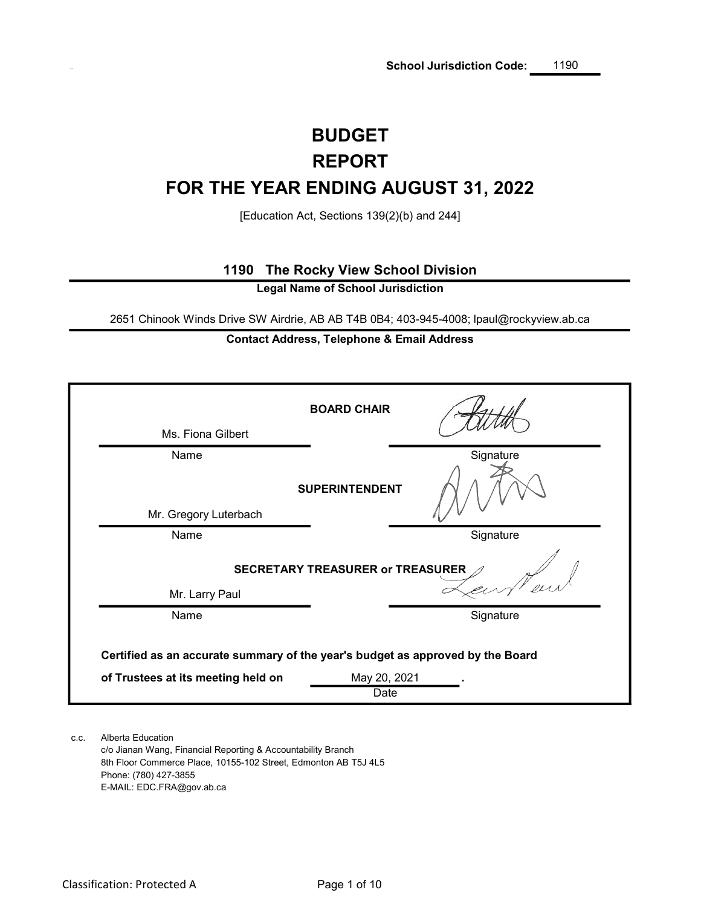**School Jurisdiction Code:** 1190

# BUDGET
# REPORT
# FOR THE YEAR ENDING AUGUST 31, 2022

[Education Act, Sections 139(2)(b) and 244]

**1190 The Rocky View School Division**

**Legal Name of School Jurisdiction**

2651 Chinook Winds Drive SW Airdrie, AB AB T4B 0B4; 403-945-4008; lpaul@rockyview.ab.ca

**Contact Address, Telephone & Email Address**

| Name | | Signature |
|---|---|---|
| Ms. Fiona Gilbert | **BOARD CHAIR** | |
| Mr. Gregory Luterbach | **SUPERINTENDENT** | |
| Mr. Larry Paul | **SECRETARY TREASURER or TREASURER** | |

**Certified as an accurate summary of the year's budget as approved by the Board of Trustees at its meeting held on** May 20, 2021 .

Date

c.c. Alberta Education
c/o Jianan Wang, Financial Reporting & Accountability Branch
8th Floor Commerce Place, 10155-102 Street, Edmonton AB T5J 4L5
Phone: (780) 427-3855
E-MAIL: EDC.FRA@gov.ab.ca

Classification: Protected A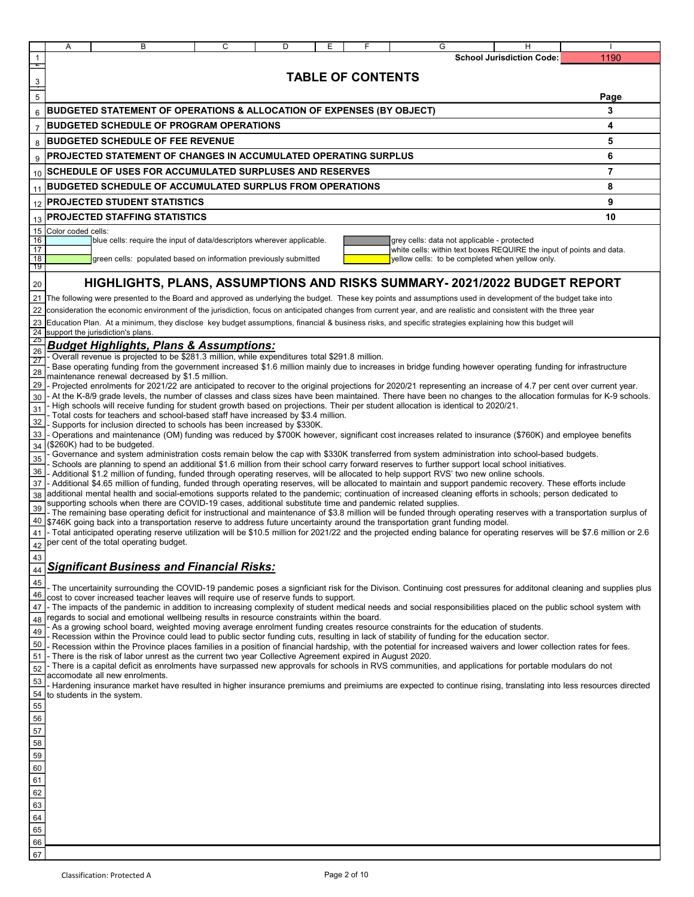School Jurisdiction Code: 1190

# TABLE OF CONTENTS

| | Page |
|---|---|
| **BUDGETED STATEMENT OF OPERATIONS & ALLOCATION OF EXPENSES (BY OBJECT)** | 3 |
| **BUDGETED SCHEDULE OF PROGRAM OPERATIONS** | 4 |
| **BUDGETED SCHEDULE OF FEE REVENUE** | 5 |
| **PROJECTED STATEMENT OF CHANGES IN ACCUMULATED OPERATING SURPLUS** | 6 |
| **SCHEDULE OF USES FOR ACCUMULATED SURPLUSES AND RESERVES** | 7 |
| **BUDGETED SCHEDULE OF ACCUMULATED SURPLUS FROM OPERATIONS** | 8 |
| **PROJECTED STUDENT STATISTICS** | 9 |
| **PROJECTED STAFFING STATISTICS** | 10 |

Color coded cells:

- blue cells: require the input of data/descriptors wherever applicable.
- green cells: populated based on information previously submitted
- grey cells: data not applicable - protected
- white cells: within text boxes REQUIRE the input of points and data.
- yellow cells: to be completed when yellow only.

## HIGHLIGHTS, PLANS, ASSUMPTIONS AND RISKS SUMMARY- 2021/2022 BUDGET REPORT

The following were presented to the Board and approved as underlying the budget. These key points and assumptions used in development of the budget take into consideration the economic environment of the jurisdiction, focus on anticipated changes from current year, and are realistic and consistent with the three year Education Plan. At a minimum, they disclose key budget assumptions, financial & business risks, and specific strategies explaining how this budget will support the jurisdiction's plans.

### *Budget Highlights, Plans & Assumptions:*

- Overall revenue is projected to be $281.3 million, while expenditures total $291.8 million.
- Base operating funding from the government increased $1.6 million mainly due to increases in bridge funding however operating funding for infrastructure maintenance renewal decreased by $1.5 million.
- Projected enrolments for 2021/22 are anticipated to recover to the original projections for 2020/21 representing an increase of 4.7 per cent over current year.
- At the K-8/9 grade levels, the number of classes and class sizes have been maintained. There have been no changes to the allocation formulas for K-9 schools.
- High schools will receive funding for student growth based on projections. Their per student allocation is identical to 2020/21.
- Total costs for teachers and school-based staff have increased by $3.4 million.
- Supports for inclusion directed to schools has been increased by $330K.
- Operations and maintenance (OM) funding was reduced by $700K however, significant cost increases related to insurance ($760K) and employee benefits ($260K) had to be budgeted.
- Governance and system administration costs remain below the cap with $330K transferred from system administration into school-based budgets.
- Schools are planning to spend an additional $1.6 million from their school carry forward reserves to further support local school initiatives.
- Additional $1.2 million of funding, funded through operating reserves, will be allocated to help support RVS' two new online schools.
- Additional $4.65 million of funding, funded through operating reserves, will be allocated to maintain and support pandemic recovery. These efforts include additional mental health and social-emotions supports related to the pandemic; continuation of increased cleaning efforts in schools; person dedicated to supporting schools when there are COVID-19 cases, additional substitute time and pandemic related supplies.
- The remaining base operating deficit for instructional and maintenance of $3.8 million will be funded through operating reserves with a transportation surplus of $746K going back into a transportation reserve to address future uncertainty around the transportation grant funding model.
- Total anticipated operating reserve utilization will be $10.5 million for 2021/22 and the projected ending balance for operating reserves will be $7.6 million or 2.6 per cent of the total operating budget.

### *Significant Business and Financial Risks:*

- The uncertainity surrounding the COVID-19 pandemic poses a signficiant risk for the Divison. Continuing cost pressures for additonal cleaning and supplies plus cost to cover increased teacher leaves will require use of reserve funds to support.
- The impacts of the pandemic in addition to increasing complexity of student medical needs and social responsibilities placed on the public school system with regards to social and emotional wellbeing results in resource constraints within the board.
- As a growing school board, weighted moving average enrolment funding creates resource constraints for the education of students.
- Recession within the Province could lead to public sector funding cuts, resulting in lack of stability of funding for the education sector.
- Recession within the Province places families in a position of financial hardship, with the potential for increased waivers and lower collection rates for fees.
- There is the risk of labor unrest as the current two year Collective Agreement expired in August 2020.
- There is a capital deficit as enrolments have surpassed new approvals for schools in RVS communities, and applications for portable modulars do not accomodate all new enrolments.
- Hardening insurance market have resulted in higher insurance premiums and preimiums are expected to continue rising, translating into less resources directed to students in the system.

Classification: Protected A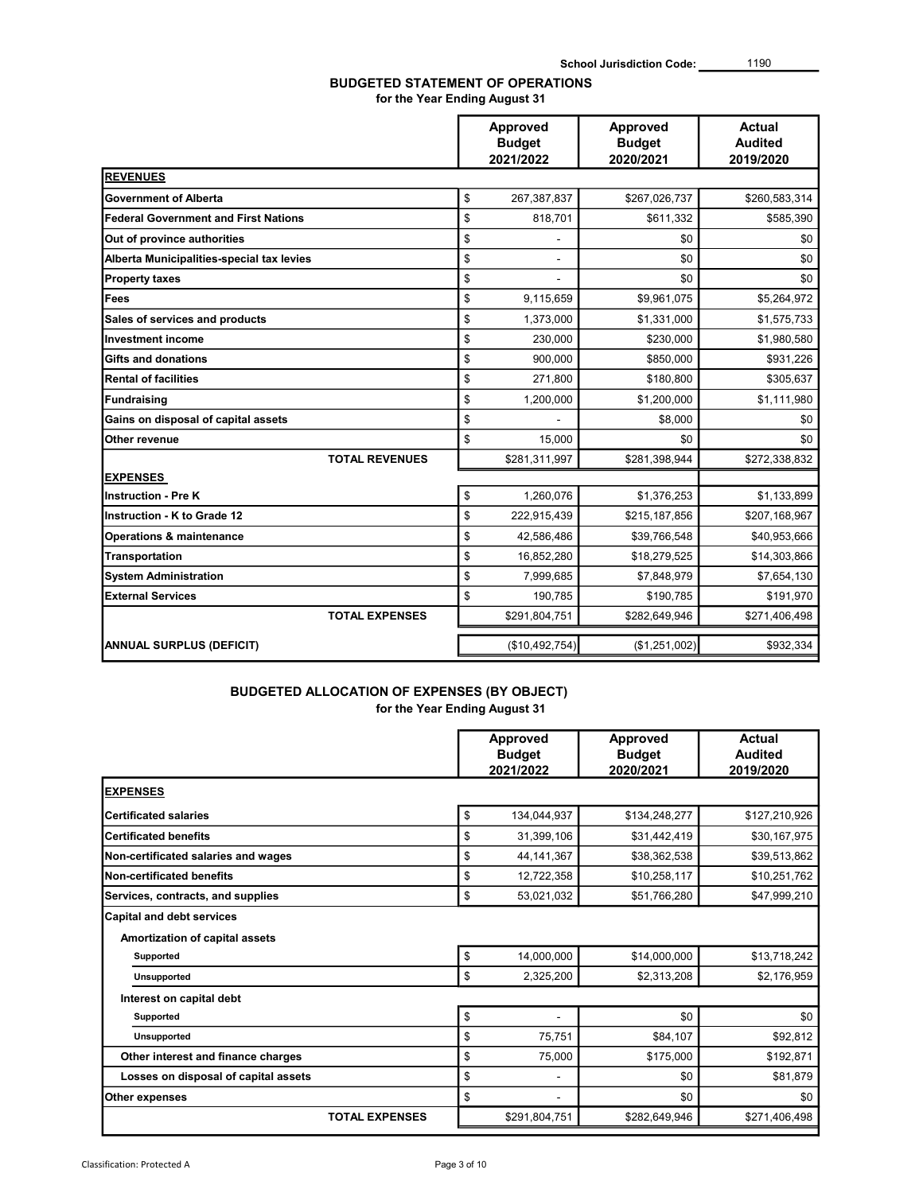School Jurisdiction Code: 1190

## BUDGETED STATEMENT OF OPERATIONS

**for the Year Ending August 31**

| | Approved Budget 2021/2022 | Approved Budget 2020/2021 | Actual Audited 2019/2020 |
|---|---|---|---|
| **REVENUES** | | | |
| **Government of Alberta** | $ 267,387,837 | $267,026,737 | $260,583,314 |
| **Federal Government and First Nations** | $ 818,701 | $611,332 | $585,390 |
| **Out of province authorities** | $ - | $0 | $0 |
| **Alberta Municipalities-special tax levies** | $ - | $0 | $0 |
| **Property taxes** | $ - | $0 | $0 |
| **Fees** | $ 9,115,659 | $9,961,075 | $5,264,972 |
| **Sales of services and products** | $ 1,373,000 | $1,331,000 | $1,575,733 |
| **Investment income** | $ 230,000 | $230,000 | $1,980,580 |
| **Gifts and donations** | $ 900,000 | $850,000 | $931,226 |
| **Rental of facilities** | $ 271,800 | $180,800 | $305,637 |
| **Fundraising** | $ 1,200,000 | $1,200,000 | $1,111,980 |
| **Gains on disposal of capital assets** | $ - | $8,000 | $0 |
| **Other revenue** | $ 15,000 | $0 | $0 |
| **TOTAL REVENUES** | $281,311,997 | $281,398,944 | $272,338,832 |
| **EXPENSES** | | | |
| **Instruction - Pre K** | $ 1,260,076 | $1,376,253 | $1,133,899 |
| **Instruction - K to Grade 12** | $ 222,915,439 | $215,187,856 | $207,168,967 |
| **Operations & maintenance** | $ 42,586,486 | $39,766,548 | $40,953,666 |
| **Transportation** | $ 16,852,280 | $18,279,525 | $14,303,866 |
| **System Administration** | $ 7,999,685 | $7,848,979 | $7,654,130 |
| **External Services** | $ 190,785 | $190,785 | $191,970 |
| **TOTAL EXPENSES** | $291,804,751 | $282,649,946 | $271,406,498 |
| **ANNUAL SURPLUS (DEFICIT)** | ($10,492,754) | ($1,251,002) | $932,334 |

## BUDGETED ALLOCATION OF EXPENSES (BY OBJECT)

**for the Year Ending August 31**

| | Approved Budget 2021/2022 | Approved Budget 2020/2021 | Actual Audited 2019/2020 |
|---|---|---|---|
| **EXPENSES** | | | |
| **Certificated salaries** | $ 134,044,937 | $134,248,277 | $127,210,926 |
| **Certificated benefits** | $ 31,399,106 | $31,442,419 | $30,167,975 |
| **Non-certificated salaries and wages** | $ 44,141,367 | $38,362,538 | $39,513,862 |
| **Non-certificated benefits** | $ 12,722,358 | $10,258,117 | $10,251,762 |
| **Services, contracts, and supplies** | $ 53,021,032 | $51,766,280 | $47,999,210 |
| **Capital and debt services** | | | |
| **Amortization of capital assets** | | | |
| **Supported** | $ 14,000,000 | $14,000,000 | $13,718,242 |
| **Unsupported** | $ 2,325,200 | $2,313,208 | $2,176,959 |
| **Interest on capital debt** | | | |
| **Supported** | $ - | $0 | $0 |
| **Unsupported** | $ 75,751 | $84,107 | $92,812 |
| **Other interest and finance charges** | $ 75,000 | $175,000 | $192,871 |
| **Losses on disposal of capital assets** | $ - | $0 | $81,879 |
| **Other expenses** | $ - | $0 | $0 |
| **TOTAL EXPENSES** | $291,804,751 | $282,649,946 | $271,406,498 |

Classification: Protected A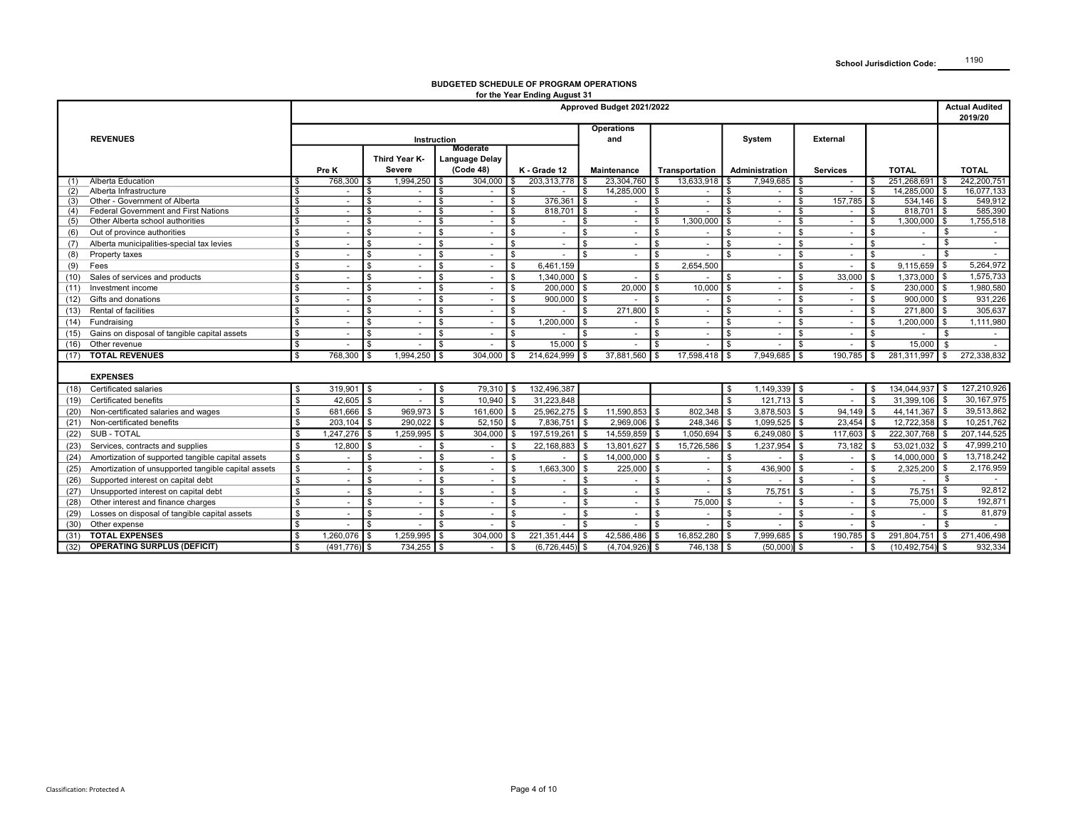School Jurisdiction Code: 1190

## BUDGETED SCHEDULE OF PROGRAM OPERATIONS
for the Year Ending August 31

| | | Approved Budget 2021/2022 | | | | | | | | | Actual Audited 2019/20 |
|---|---|---|---|---|---|---|---|---|---|---|---|
| | **REVENUES** | Instruction | | | | Operations and | | System | External | | |
| | | Pre K | Third Year K-Severe | Moderate Language Delay (Code 48) | K - Grade 12 | Maintenance | Transportation | Administration | Services | TOTAL | TOTAL |
| (1) | Alberta Education | $ 768,300 | $ 1,994,250 | $ 304,000 | $ 203,313,778 | $ 23,304,760 | $ 13,633,918 | $ 7,949,685 | $ - | $ 251,268,691 | $ 242,200,751 |
| (2) | Alberta Infrastructure | $ - | $ - | $ - | $ - | $ 14,285,000 | $ - | $ - | $ - | $ 14,285,000 | $ 16,077,133 |
| (3) | Other - Government of Alberta | $ - | $ - | $ - | $ 376,361 | $ - | $ - | $ - | $ 157,785 | $ 534,146 | $ 549,912 |
| (4) | Federal Government and First Nations | $ - | $ - | $ - | $ 818,701 | $ - | $ - | $ - | $ - | $ 818,701 | $ 585,390 |
| (5) | Other Alberta school authorities | $ - | $ - | $ - | $ - | $ - | $ 1,300,000 | $ - | $ - | $ 1,300,000 | $ 1,755,518 |
| (6) | Out of province authorities | $ - | $ - | $ - | $ - | $ - | $ - | $ - | $ - | $ - | $ - |
| (7) | Alberta municipalities-special tax levies | $ - | $ - | $ - | $ - | $ - | $ - | $ - | $ - | $ - | $ - |
| (8) | Property taxes | $ - | $ - | $ - | $ - | $ - | $ - | $ - | $ - | $ - | $ - |
| (9) | Fees | $ - | $ - | $ - | $ 6,461,159 | | $ 2,654,500 | | $ - | $ 9,115,659 | $ 5,264,972 |
| (10) | Sales of services and products | $ - | $ - | $ - | $ 1,340,000 | $ - | $ - | $ - | $ 33,000 | $ 1,373,000 | $ 1,575,733 |
| (11) | Investment income | $ - | $ - | $ - | $ 200,000 | $ 20,000 | $ 10,000 | $ - | $ - | $ 230,000 | $ 1,980,580 |
| (12) | Gifts and donations | $ - | $ - | $ - | $ 900,000 | $ - | $ - | $ - | $ - | $ 900,000 | $ 931,226 |
| (13) | Rental of facilities | $ - | $ - | $ - | $ - | $ 271,800 | $ - | $ - | $ - | $ 271,800 | $ 305,637 |
| (14) | Fundraising | $ - | $ - | $ - | $ 1,200,000 | $ - | $ - | $ - | $ - | $ 1,200,000 | $ 1,111,980 |
| (15) | Gains on disposal of tangible capital assets | $ - | $ - | $ - | $ - | $ - | $ - | $ - | $ - | $ - | $ - |
| (16) | Other revenue | $ - | $ - | $ - | $ 15,000 | $ - | $ - | $ - | $ - | $ 15,000 | $ - |
| (17) | **TOTAL REVENUES** | $ 768,300 | $ 1,994,250 | $ 304,000 | $ 214,624,999 | $ 37,881,560 | $ 17,598,418 | $ 7,949,685 | $ 190,785 | $ 281,311,997 | $ 272,338,832 |
| | **EXPENSES** | | | | | | | | | | |
| (18) | Certificated salaries | $ 319,901 | $ - | $ 79,310 | $ 132,496,387 | | | $ 1,149,339 | $ - | $ 134,044,937 | $ 127,210,926 |
| (19) | Certificated benefits | $ 42,605 | $ - | $ 10,940 | $ 31,223,848 | | | $ 121,713 | $ - | $ 31,399,106 | $ 30,167,975 |
| (20) | Non-certificated salaries and wages | $ 681,666 | $ 969,973 | $ 161,600 | $ 25,962,275 | $ 11,590,853 | $ 802,348 | $ 3,878,503 | $ 94,149 | $ 44,141,367 | $ 39,513,862 |
| (21) | Non-certificated benefits | $ 203,104 | $ 290,022 | $ 52,150 | $ 7,836,751 | $ 2,969,006 | $ 248,346 | $ 1,099,525 | $ 23,454 | $ 12,722,358 | $ 10,251,762 |
| (22) | SUB - TOTAL | $ 1,247,276 | $ 1,259,995 | $ 304,000 | $ 197,519,261 | $ 14,559,859 | $ 1,050,694 | $ 6,249,080 | $ 117,603 | $ 222,307,768 | $ 207,144,525 |
| (23) | Services, contracts and supplies | $ 12,800 | $ - | $ - | $ 22,168,883 | $ 13,801,627 | $ 15,726,586 | $ 1,237,954 | $ 73,182 | $ 53,021,032 | $ 47,999,210 |
| (24) | Amortization of supported tangible capital assets | $ - | $ - | $ - | $ - | $ 14,000,000 | $ - | $ - | $ - | $ 14,000,000 | $ 13,718,242 |
| (25) | Amortization of unsupported tangible capital assets | $ - | $ - | $ - | $ 1,663,300 | $ 225,000 | $ - | $ 436,900 | $ - | $ 2,325,200 | $ 2,176,959 |
| (26) | Supported interest on capital debt | $ - | $ - | $ - | $ - | $ - | $ - | $ - | $ - | $ - | $ - |
| (27) | Unsupported interest on capital debt | $ - | $ - | $ - | $ - | $ - | $ - | $ 75,751 | $ - | $ 75,751 | $ 92,812 |
| (28) | Other interest and finance charges | $ - | $ - | $ - | $ - | $ - | $ 75,000 | $ - | $ - | $ 75,000 | $ 192,871 |
| (29) | Losses on disposal of tangible capital assets | $ - | $ - | $ - | $ - | $ - | $ - | $ - | $ - | $ - | $ 81,879 |
| (30) | Other expense | $ - | $ - | $ - | $ - | $ - | $ - | $ - | $ - | $ - | $ - |
| (31) | **TOTAL EXPENSES** | $ 1,260,076 | $ 1,259,995 | $ 304,000 | $ 221,351,444 | $ 42,586,486 | $ 16,852,280 | $ 7,999,685 | $ 190,785 | $ 291,804,751 | $ 271,406,498 |
| (32) | **OPERATING SURPLUS (DEFICIT)** | $ (491,776) | $ 734,255 | $ - | $ (6,726,445) | $ (4,704,926) | $ 746,138 | $ (50,000) | $ - | $ (10,492,754) | $ 932,334 |

Classification: Protected A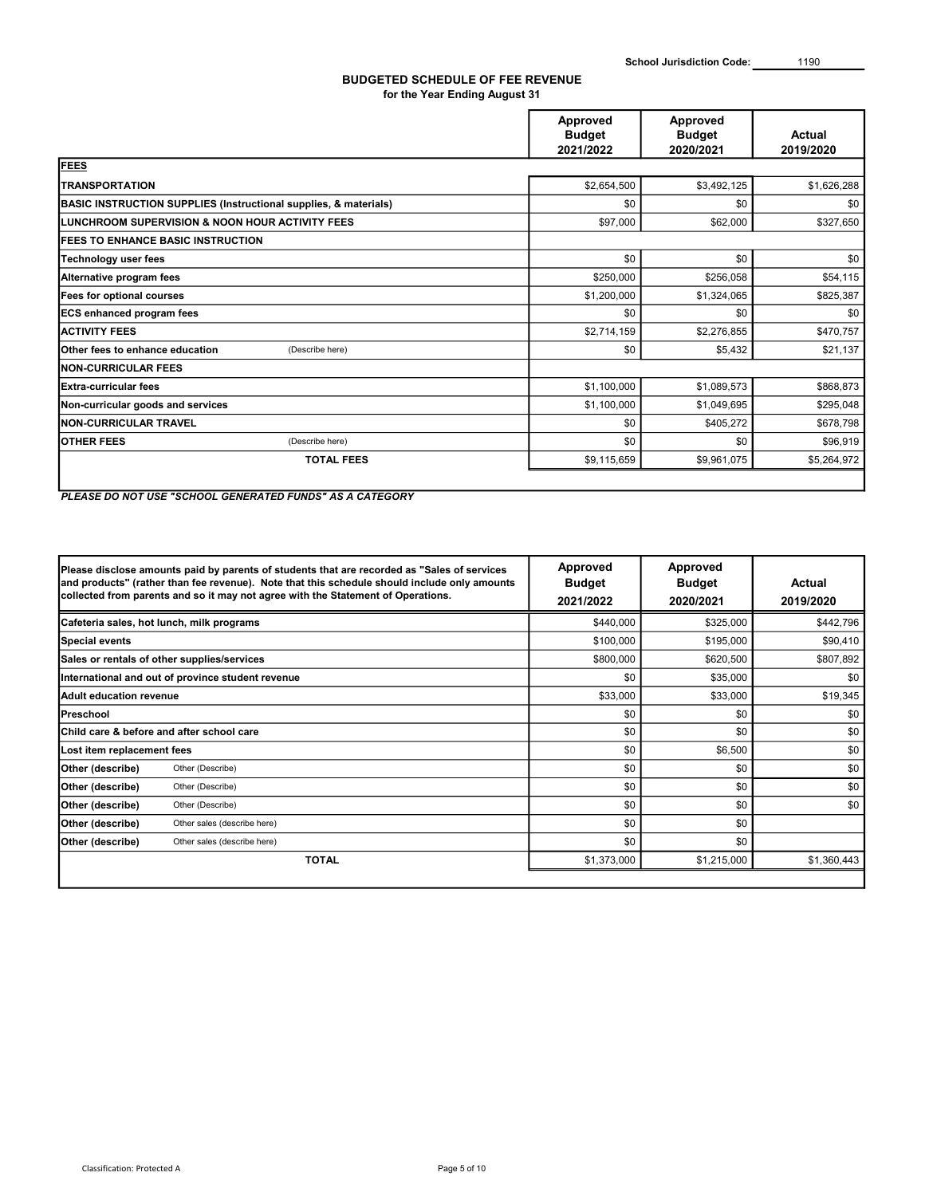School Jurisdiction Code: 1190

## BUDGETED SCHEDULE OF FEE REVENUE
**for the Year Ending August 31**

| | | Approved Budget 2021/2022 | Approved Budget 2020/2021 | Actual 2019/2020 |
|---|---|---|---|---|
| **FEES** | | | | |
| **TRANSPORTATION** | | $2,654,500 | $3,492,125 | $1,626,288 |
| **BASIC INSTRUCTION SUPPLIES (Instructional supplies, & materials)** | | $0 | $0 | $0 |
| **LUNCHROOM SUPERVISION & NOON HOUR ACTIVITY FEES** | | $97,000 | $62,000 | $327,650 |
| **FEES TO ENHANCE BASIC INSTRUCTION** | | | | |
| **Technology user fees** | | $0 | $0 | $0 |
| **Alternative program fees** | | $250,000 | $256,058 | $54,115 |
| **Fees for optional courses** | | $1,200,000 | $1,324,065 | $825,387 |
| **ECS enhanced program fees** | | $0 | $0 | $0 |
| **ACTIVITY FEES** | | $2,714,159 | $2,276,855 | $470,757 |
| **Other fees to enhance education** | (Describe here) | $0 | $5,432 | $21,137 |
| **NON-CURRICULAR FEES** | | | | |
| **Extra-curricular fees** | | $1,100,000 | $1,089,573 | $868,873 |
| **Non-curricular goods and services** | | $1,100,000 | $1,049,695 | $295,048 |
| **NON-CURRICULAR TRAVEL** | | $0 | $405,272 | $678,798 |
| **OTHER FEES** | (Describe here) | $0 | $0 | $96,919 |
| | **TOTAL FEES** | $9,115,659 | $9,961,075 | $5,264,972 |

***PLEASE DO NOT USE "SCHOOL GENERATED FUNDS" AS A CATEGORY***

| **Please disclose amounts paid by parents of students that are recorded as "Sales of services and products" (rather than fee revenue). Note that this schedule should include only amounts collected from parents and so it may not agree with the Statement of Operations.** | | Approved Budget 2021/2022 | Approved Budget 2020/2021 | Actual 2019/2020 |
|---|---|---|---|---|
| **Cafeteria sales, hot lunch, milk programs** | | $440,000 | $325,000 | $442,796 |
| **Special events** | | $100,000 | $195,000 | $90,410 |
| **Sales or rentals of other supplies/services** | | $800,000 | $620,500 | $807,892 |
| **International and out of province student revenue** | | $0 | $35,000 | $0 |
| **Adult education revenue** | | $33,000 | $33,000 | $19,345 |
| **Preschool** | | $0 | $0 | $0 |
| **Child care & before and after school care** | | $0 | $0 | $0 |
| **Lost item replacement fees** | | $0 | $6,500 | $0 |
| **Other (describe)** | Other (Describe) | $0 | $0 | $0 |
| **Other (describe)** | Other (Describe) | $0 | $0 | $0 |
| **Other (describe)** | Other (Describe) | $0 | $0 | $0 |
| **Other (describe)** | Other sales (describe here) | $0 | $0 | |
| **Other (describe)** | Other sales (describe here) | $0 | $0 | |
| | **TOTAL** | $1,373,000 | $1,215,000 | $1,360,443 |

Classification: Protected A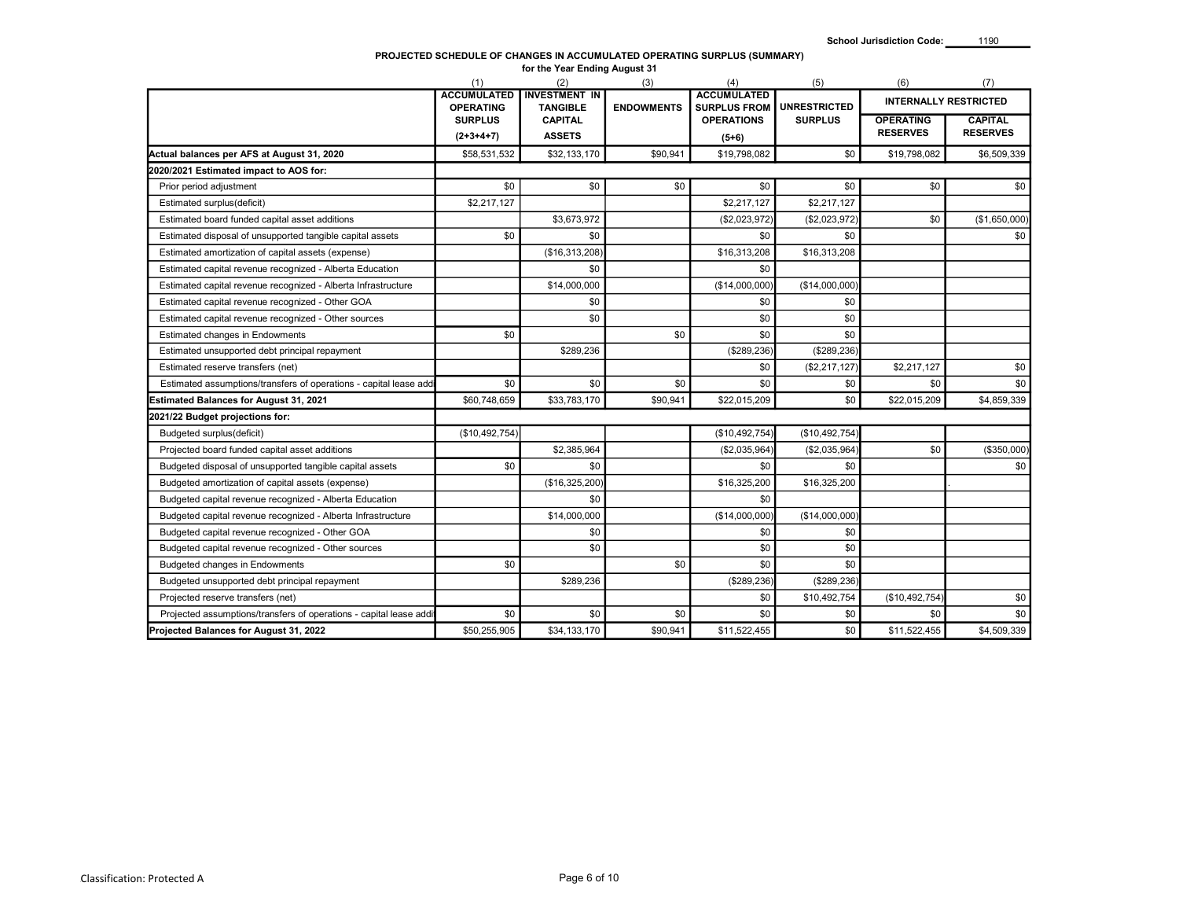School Jurisdiction Code: 1190

## PROJECTED SCHEDULE OF CHANGES IN ACCUMULATED OPERATING SURPLUS (SUMMARY)

for the Year Ending August 31

| | (1) | (2) | (3) | (4) | (5) | (6) | (7) |
|---|---|---|---|---|---|---|---|
| | ACCUMULATED OPERATING SURPLUS (2+3+4+7) | INVESTMENT IN TANGIBLE CAPITAL ASSETS | ENDOWMENTS | ACCUMULATED SURPLUS FROM OPERATIONS (5+6) | UNRESTRICTED SURPLUS | INTERNALLY RESTRICTED | |
| | | | | | | OPERATING RESERVES | CAPITAL RESERVES |
| **Actual balances per AFS at August 31, 2020** | $58,531,532 | $32,133,170 | $90,941 | $19,798,082 | $0 | $19,798,082 | $6,509,339 |
| **2020/2021 Estimated impact to AOS for:** | | | | | | | |
| Prior period adjustment | $0 | $0 | $0 | $0 | $0 | $0 | $0 |
| Estimated surplus(deficit) | $2,217,127 | | | $2,217,127 | $2,217,127 | | |
| Estimated board funded capital asset additions | | $3,673,972 | | ($2,023,972) | ($2,023,972) | $0 | ($1,650,000) |
| Estimated disposal of unsupported tangible capital assets | $0 | $0 | | $0 | $0 | | $0 |
| Estimated amortization of capital assets (expense) | | ($16,313,208) | | $16,313,208 | $16,313,208 | | |
| Estimated capital revenue recognized - Alberta Education | | $0 | | $0 | | | |
| Estimated capital revenue recognized - Alberta Infrastructure | | $14,000,000 | | ($14,000,000) | ($14,000,000) | | |
| Estimated capital revenue recognized - Other GOA | | $0 | | $0 | $0 | | |
| Estimated capital revenue recognized - Other sources | | $0 | | $0 | $0 | | |
| Estimated changes in Endowments | $0 | | $0 | $0 | $0 | | |
| Estimated unsupported debt principal repayment | | $289,236 | | ($289,236) | ($289,236) | | |
| Estimated reserve transfers (net) | | | | $0 | ($2,217,127) | $2,217,127 | $0 |
| Estimated assumptions/transfers of operations - capital lease addi | $0 | $0 | $0 | $0 | $0 | $0 | $0 |
| **Estimated Balances for August 31, 2021** | $60,748,659 | $33,783,170 | $90,941 | $22,015,209 | $0 | $22,015,209 | $4,859,339 |
| **2021/22 Budget projections for:** | | | | | | | |
| Budgeted surplus(deficit) | ($10,492,754) | | | ($10,492,754) | ($10,492,754) | | |
| Projected board funded capital asset additions | | $2,385,964 | | ($2,035,964) | ($2,035,964) | $0 | ($350,000) |
| Budgeted disposal of unsupported tangible capital assets | $0 | $0 | | $0 | $0 | | $0 |
| Budgeted amortization of capital assets (expense) | | ($16,325,200) | | $16,325,200 | $16,325,200 | | |
| Budgeted capital revenue recognized - Alberta Education | | $0 | | $0 | | | |
| Budgeted capital revenue recognized - Alberta Infrastructure | | $14,000,000 | | ($14,000,000) | ($14,000,000) | | |
| Budgeted capital revenue recognized - Other GOA | | $0 | | $0 | $0 | | |
| Budgeted capital revenue recognized - Other sources | | $0 | | $0 | $0 | | |
| Budgeted changes in Endowments | $0 | | $0 | $0 | $0 | | |
| Budgeted unsupported debt principal repayment | | $289,236 | | ($289,236) | ($289,236) | | |
| Projected reserve transfers (net) | | | | $0 | $10,492,754 | ($10,492,754) | $0 |
| Projected assumptions/transfers of operations - capital lease addi | $0 | $0 | $0 | $0 | $0 | $0 | $0 |
| **Projected Balances for August 31, 2022** | $50,255,905 | $34,133,170 | $90,941 | $11,522,455 | $0 | $11,522,455 | $4,509,339 |

Classification: Protected A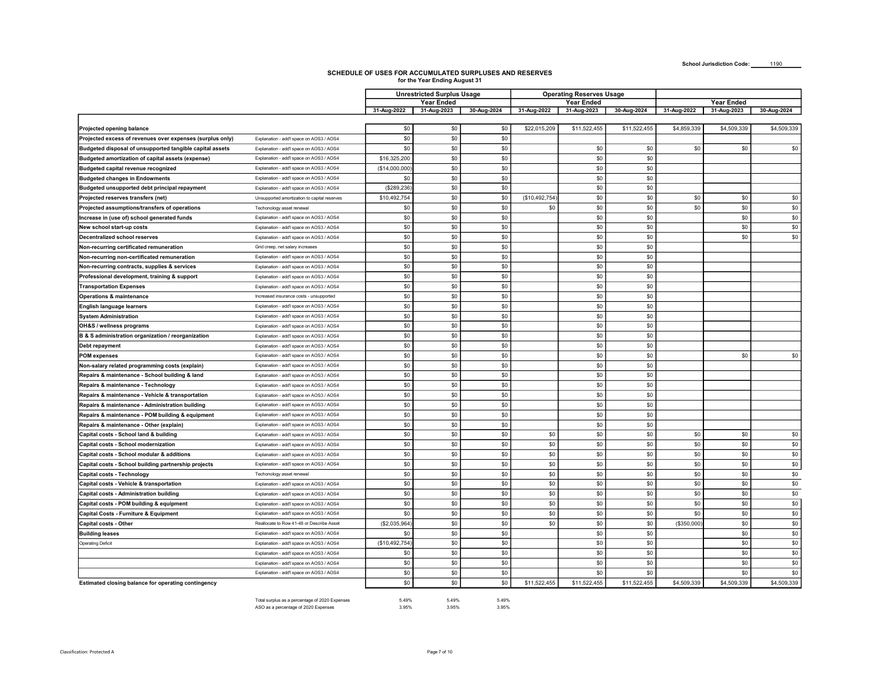School Jurisdiction Code: 1190

# SCHEDULE OF USES FOR ACCUMULATED SURPLUSES AND RESERVES
## for the Year Ending August 31

| | | Unrestricted Surplus Usage | | | Operating Reserves Usage | | | | | |
|---|---|---|---|---|---|---|---|---|---|---|
| | | Year Ended | | | Year Ended | | | Year Ended | | |
| | | 31-Aug-2022 | 31-Aug-2023 | 30-Aug-2024 | 31-Aug-2022 | 31-Aug-2023 | 30-Aug-2024 | 31-Aug-2022 | 31-Aug-2023 | 30-Aug-2024 |
| **Projected opening balance** | | $0 | $0 | $0 | $22,015,209 | $11,522,455 | $11,522,455 | $4,859,339 | $4,509,339 | $4,509,339 |
| **Projected excess of revenues over expenses (surplus only)** | Explanation - add'l space on AOS3 / AOS4 | $0 | $0 | $0 | | | | | | |
| **Budgeted disposal of unsupported tangible capital assets** | Explanation - add'l space on AOS3 / AOS4 | $0 | $0 | $0 | | $0 | $0 | $0 | $0 | $0 |
| **Budgeted amortization of capital assets (expense)** | Explanation - add'l space on AOS3 / AOS4 | $16,325,200 | $0 | $0 | | $0 | $0 | | | |
| **Budgeted capital revenue recognized** | Explanation - add'l space on AOS3 / AOS4 | ($14,000,000) | $0 | $0 | | $0 | $0 | | | |
| **Budgeted changes in Endowments** | Explanation - add'l space on AOS3 / AOS4 | $0 | $0 | $0 | | $0 | $0 | | | |
| **Budgeted unsupported debt principal repayment** | Explanation - add'l space on AOS3 / AOS4 | ($289,236) | $0 | $0 | | $0 | $0 | | | |
| **Projected reserves transfers (net)** | Unsupported amortization to capital reserves | $10,492,754 | $0 | $0 | ($10,492,754) | $0 | $0 | $0 | $0 | $0 |
| **Projected assumptions/transfers of operations** | Techonology asset renewal | $0 | $0 | $0 | $0 | $0 | $0 | $0 | $0 | $0 |
| **Increase in (use of) school generated funds** | Explanation - add'l space on AOS3 / AOS4 | $0 | $0 | $0 | | $0 | $0 | | $0 | $0 |
| **New school start-up costs** | Explanation - add'l space on AOS3 / AOS4 | $0 | $0 | $0 | | $0 | $0 | | $0 | $0 |
| **Decentralized school reserves** | Explanation - add'l space on AOS3 / AOS4 | $0 | $0 | $0 | | $0 | $0 | | $0 | $0 |
| **Non-recurring certificated remuneration** | Grid creep, net salary increases | $0 | $0 | $0 | | $0 | $0 | | | |
| **Non-recurring non-certificated remuneration** | Explanation - add'l space on AOS3 / AOS4 | $0 | $0 | $0 | | $0 | $0 | | | |
| **Non-recurring contracts, supplies & services** | Explanation - add'l space on AOS3 / AOS4 | $0 | $0 | $0 | | $0 | $0 | | | |
| **Professional development, training & support** | Explanation - add'l space on AOS3 / AOS4 | $0 | $0 | $0 | | $0 | $0 | | | |
| **Transportation Expenses** | Explanation - add'l space on AOS3 / AOS4 | $0 | $0 | $0 | | $0 | $0 | | | |
| **Operations & maintenance** | Increased insurance costs - unsupported | $0 | $0 | $0 | | $0 | $0 | | | |
| **English language learners** | Explanation - add'l space on AOS3 / AOS4 | $0 | $0 | $0 | | $0 | $0 | | | |
| **System Administration** | Explanation - add'l space on AOS3 / AOS4 | $0 | $0 | $0 | | $0 | $0 | | | |
| **OH&S / wellness programs** | Explanation - add'l space on AOS3 / AOS4 | $0 | $0 | $0 | | $0 | $0 | | | |
| **B & S administration organization / reorganization** | Explanation - add'l space on AOS3 / AOS4 | $0 | $0 | $0 | | $0 | $0 | | | |
| **Debt repayment** | Explanation - add'l space on AOS3 / AOS4 | $0 | $0 | $0 | | $0 | $0 | | | |
| **POM expenses** | Explanation - add'l space on AOS3 / AOS4 | $0 | $0 | $0 | | $0 | $0 | | $0 | $0 |
| **Non-salary related programming costs (explain)** | Explanation - add'l space on AOS3 / AOS4 | $0 | $0 | $0 | | $0 | $0 | | | |
| **Repairs & maintenance - School building & land** | Explanation - add'l space on AOS3 / AOS4 | $0 | $0 | $0 | | $0 | $0 | | | |
| **Repairs & maintenance - Technology** | Explanation - add'l space on AOS3 / AOS4 | $0 | $0 | $0 | | $0 | $0 | | | |
| **Repairs & maintenance - Vehicle & transportation** | Explanation - add'l space on AOS3 / AOS4 | $0 | $0 | $0 | | $0 | $0 | | | |
| **Repairs & maintenance - Administration building** | Explanation - add'l space on AOS3 / AOS4 | $0 | $0 | $0 | | $0 | $0 | | | |
| **Repairs & maintenance - POM building & equipment** | Explanation - add'l space on AOS3 / AOS4 | $0 | $0 | $0 | | $0 | $0 | | | |
| **Repairs & maintenance - Other (explain)** | Explanation - add'l space on AOS3 / AOS4 | $0 | $0 | $0 | | $0 | $0 | | | |
| **Capital costs - School land & building** | Explanation - add'l space on AOS3 / AOS4 | $0 | $0 | $0 | $0 | $0 | $0 | $0 | $0 | $0 |
| **Capital costs - School modernization** | Explanation - add'l space on AOS3 / AOS4 | $0 | $0 | $0 | $0 | $0 | $0 | $0 | $0 | $0 |
| **Capital costs - School modular & additions** | Explanation - add'l space on AOS3 / AOS4 | $0 | $0 | $0 | $0 | $0 | $0 | $0 | $0 | $0 |
| **Capital costs - School building partnership projects** | Explanation - add'l space on AOS3 / AOS4 | $0 | $0 | $0 | $0 | $0 | $0 | $0 | $0 | $0 |
| **Capital costs - Technology** | Techonology asset renewal | $0 | $0 | $0 | $0 | $0 | $0 | $0 | $0 | $0 |
| **Capital costs - Vehicle & transportation** | Explanation - add'l space on AOS3 / AOS4 | $0 | $0 | $0 | $0 | $0 | $0 | $0 | $0 | $0 |
| **Capital costs - Administration building** | Explanation - add'l space on AOS3 / AOS4 | $0 | $0 | $0 | $0 | $0 | $0 | $0 | $0 | $0 |
| **Capital costs - POM building & equipment** | Explanation - add'l space on AOS3 / AOS4 | $0 | $0 | $0 | $0 | $0 | $0 | $0 | $0 | $0 |
| **Capital Costs - Furniture & Equipment** | Explanation - add'l space on AOS3 / AOS4 | $0 | $0 | $0 | $0 | $0 | $0 | $0 | $0 | $0 |
| **Capital costs - Other** | Reallocate to Row 41-48 or Describe Asset | ($2,035,964) | $0 | $0 | $0 | $0 | $0 | ($350,000) | $0 | $0 |
| **Building leases** | Explanation - add'l space on AOS3 / AOS4 | $0 | $0 | $0 | | $0 | $0 | | $0 | $0 |
| Operating Deficit | Explanation - add'l space on AOS3 / AOS4 | ($10,492,754) | $0 | $0 | | $0 | $0 | | $0 | $0 |
| | Explanation - add'l space on AOS3 / AOS4 | $0 | $0 | $0 | | $0 | $0 | | $0 | $0 |
| | Explanation - add'l space on AOS3 / AOS4 | $0 | $0 | $0 | | $0 | $0 | | $0 | $0 |
| | Explanation - add'l space on AOS3 / AOS4 | $0 | $0 | $0 | | $0 | $0 | | $0 | $0 |
| **Estimated closing balance for operating contingency** | | $0 | $0 | $0 | $11,522,455 | $11,522,455 | $11,522,455 | $4,509,339 | $4,509,339 | $4,509,339 |

| | 31-Aug-2022 | 31-Aug-2023 | 30-Aug-2024 |
|---|---|---|---|
| Total surplus as a percentage of 2020 Expenses | 5.49% | 5.49% | 5.49% |
| ASO as a percentage of 2020 Expenses | 3.95% | 3.95% | 3.95% |

Classification: Protected A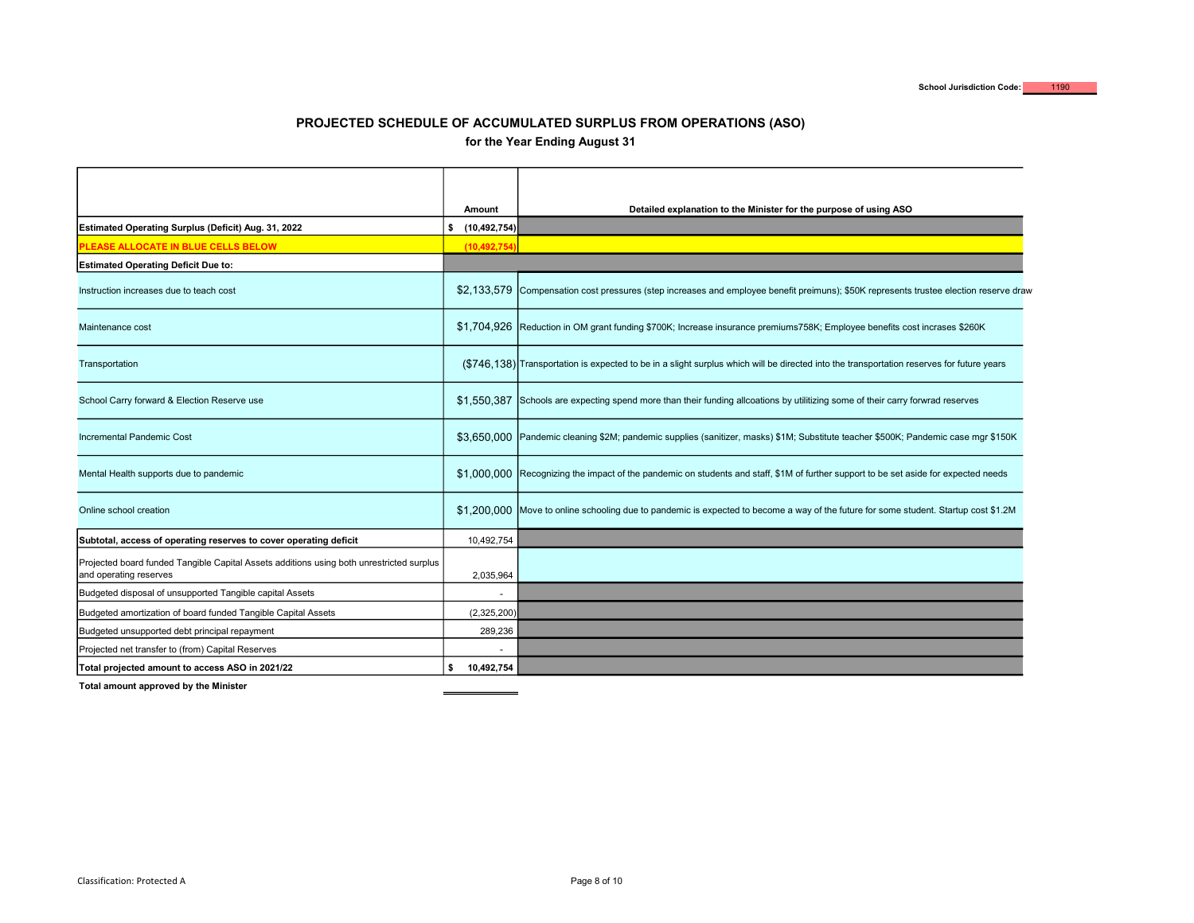School Jurisdiction Code: 1190

# PROJECTED SCHEDULE OF ACCUMULATED SURPLUS FROM OPERATIONS (ASO)

## for the Year Ending August 31

| | Amount | Detailed explanation to the Minister for the purpose of using ASO |
|---|---|---|
| **Estimated Operating Surplus (Deficit) Aug. 31, 2022** | **$ (10,492,754)** | |
| **PLEASE ALLOCATE IN BLUE CELLS BELOW** | **(10,492,754)** | |
| **Estimated Operating Deficit Due to:** | | |
| Instruction increases due to teach cost | $2,133,579 | Compensation cost pressures (step increases and employee benefit preimuns); $50K represents trustee election reserve draw |
| Maintenance cost | $1,704,926 | Reduction in OM grant funding $700K; Increase insurance premiums758K; Employee benefits cost incrases $260K |
| Transportation | ($746,138) | Transportation is expected to be in a slight surplus which will be directed into the transportation reserves for future years |
| School Carry forward & Election Reserve use | $1,550,387 | Schools are expecting spend more than their funding allcoations by utilitizing some of their carry forwrad reserves |
| Incremental Pandemic Cost | $3,650,000 | Pandemic cleaning $2M; pandemic supplies (sanitizer, masks) $1M; Substitute teacher $500K; Pandemic case mgr $150K |
| Mental Health supports due to pandemic | $1,000,000 | Recognizing the impact of the pandemic on students and staff, $1M of further support to be set aside for expected needs |
| Online school creation | $1,200,000 | Move to online schooling due to pandemic is expected to become a way of the future for some student. Startup cost $1.2M |
| **Subtotal, access of operating reserves to cover operating deficit** | 10,492,754 | |
| Projected board funded Tangible Capital Assets additions using both unrestricted surplus and operating reserves | 2,035,964 | |
| Budgeted disposal of unsupported Tangible capital Assets | - | |
| Budgeted amortization of board funded Tangible Capital Assets | (2,325,200) | |
| Budgeted unsupported debt principal repayment | 289,236 | |
| Projected net transfer to (from) Capital Reserves | - | |
| **Total projected amount to access ASO in 2021/22** | **$ 10,492,754** | |
| **Total amount approved by the Minister** | | |

Classification: Protected A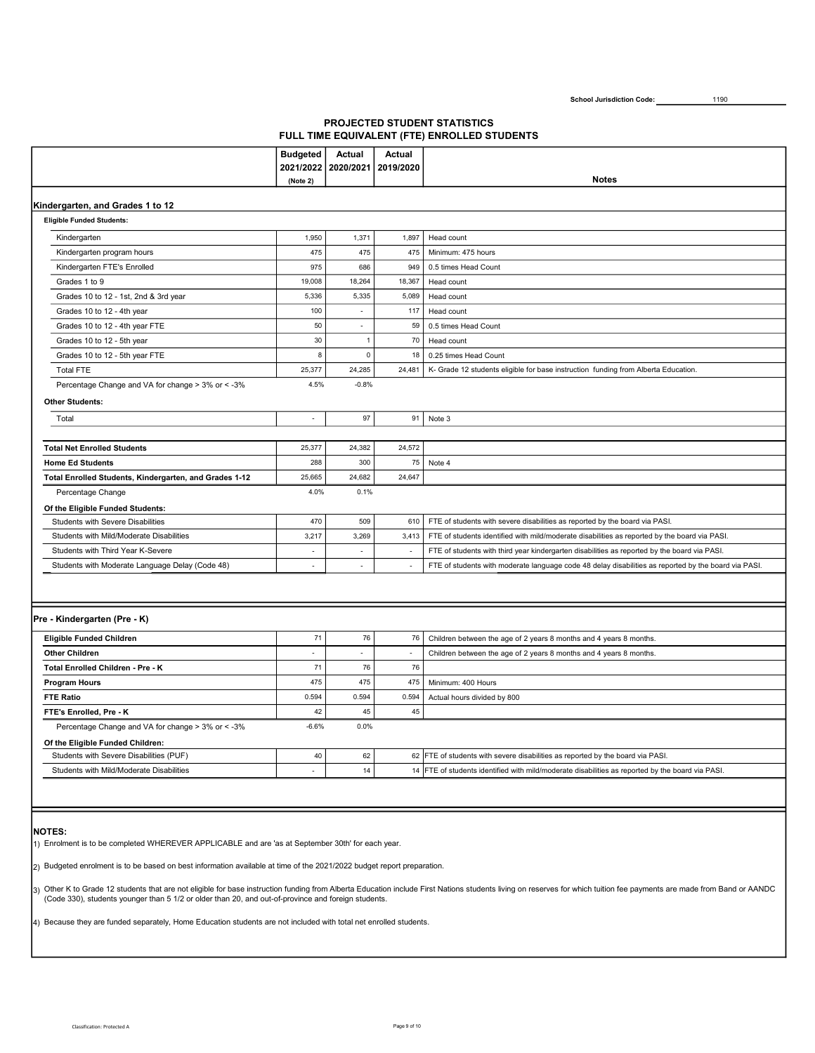School Jurisdiction Code: 1190

## PROJECTED STUDENT STATISTICS
## FULL TIME EQUIVALENT (FTE) ENROLLED STUDENTS

| | Budgeted 2021/2022 (Note 2) | Actual 2020/2021 | Actual 2019/2020 | Notes |
|---|---|---|---|---|
| **Kindergarten, and Grades 1 to 12** | | | | |
| **Eligible Funded Students:** | | | | |
| Kindergarten | 1,950 | 1,371 | 1,897 | Head count |
| Kindergarten program hours | 475 | 475 | 475 | Minimum: 475 hours |
| Kindergarten FTE's Enrolled | 975 | 686 | 949 | 0.5 times Head Count |
| Grades 1 to 9 | 19,008 | 18,264 | 18,367 | Head count |
| Grades 10 to 12 - 1st, 2nd & 3rd year | 5,336 | 5,335 | 5,089 | Head count |
| Grades 10 to 12 - 4th year | 100 | - | 117 | Head count |
| Grades 10 to 12 - 4th year FTE | 50 | - | 59 | 0.5 times Head Count |
| Grades 10 to 12 - 5th year | 30 | 1 | 70 | Head count |
| Grades 10 to 12 - 5th year FTE | 8 | 0 | 18 | 0.25 times Head Count |
| Total FTE | 25,377 | 24,285 | 24,481 | K- Grade 12 students eligible for base instruction funding from Alberta Education. |
| Percentage Change and VA for change > 3% or < -3% | 4.5% | -0.8% | | |
| **Other Students:** | | | | |
| Total | - | 97 | 91 | Note 3 |
| **Total Net Enrolled Students** | 25,377 | 24,382 | 24,572 | |
| **Home Ed Students** | 288 | 300 | 75 | Note 4 |
| **Total Enrolled Students, Kindergarten, and Grades 1-12** | 25,665 | 24,682 | 24,647 | |
| Percentage Change | 4.0% | 0.1% | | |
| **Of the Eligible Funded Students:** | | | | |
| Students with Severe Disabilities | 470 | 509 | 610 | FTE of students with severe disabilities as reported by the board via PASI. |
| Students with Mild/Moderate Disabilities | 3,217 | 3,269 | 3,413 | FTE of students identified with mild/moderate disabilities as reported by the board via PASI. |
| Students with Third Year K-Severe | - | - | - | FTE of students with third year kindergarten disabilities as reported by the board via PASI. |
| Students with Moderate Language Delay (Code 48) | - | - | - | FTE of students with moderate language code 48 delay disabilities as reported by the board via PASI. |

| | Budgeted 2021/2022 (Note 2) | Actual 2020/2021 | Actual 2019/2020 | Notes |
|---|---|---|---|---|
| **Pre - Kindergarten (Pre - K)** | | | | |
| **Eligible Funded Children** | 71 | 76 | 76 | Children between the age of 2 years 8 months and 4 years 8 months. |
| **Other Children** | - | - | - | Children between the age of 2 years 8 months and 4 years 8 months. |
| **Total Enrolled Children - Pre - K** | 71 | 76 | 76 | |
| **Program Hours** | 475 | 475 | 475 | Minimum: 400 Hours |
| **FTE Ratio** | 0.594 | 0.594 | 0.594 | Actual hours divided by 800 |
| **FTE's Enrolled, Pre - K** | 42 | 45 | 45 | |
| Percentage Change and VA for change > 3% or < -3% | -6.6% | 0.0% | | |
| **Of the Eligible Funded Children:** | | | | |
| Students with Severe Disabilities (PUF) | 40 | 62 | 62 | FTE of students with severe disabilities as reported by the board via PASI. |
| Students with Mild/Moderate Disabilities | - | 14 | 14 | FTE of students identified with mild/moderate disabilities as reported by the board via PASI. |

**NOTES:**

1) Enrolment is to be completed WHEREVER APPLICABLE and are 'as at September 30th' for each year.

2) Budgeted enrolment is to be based on best information available at time of the 2021/2022 budget report preparation.

3) Other K to Grade 12 students that are not eligible for base instruction funding from Alberta Education include First Nations students living on reserves for which tuition fee payments are made from Band or AANDC (Code 330), students younger than 5 1/2 or older than 20, and out-of-province and foreign students.

4) Because they are funded separately, Home Education students are not included with total net enrolled students.

Classification: Protected A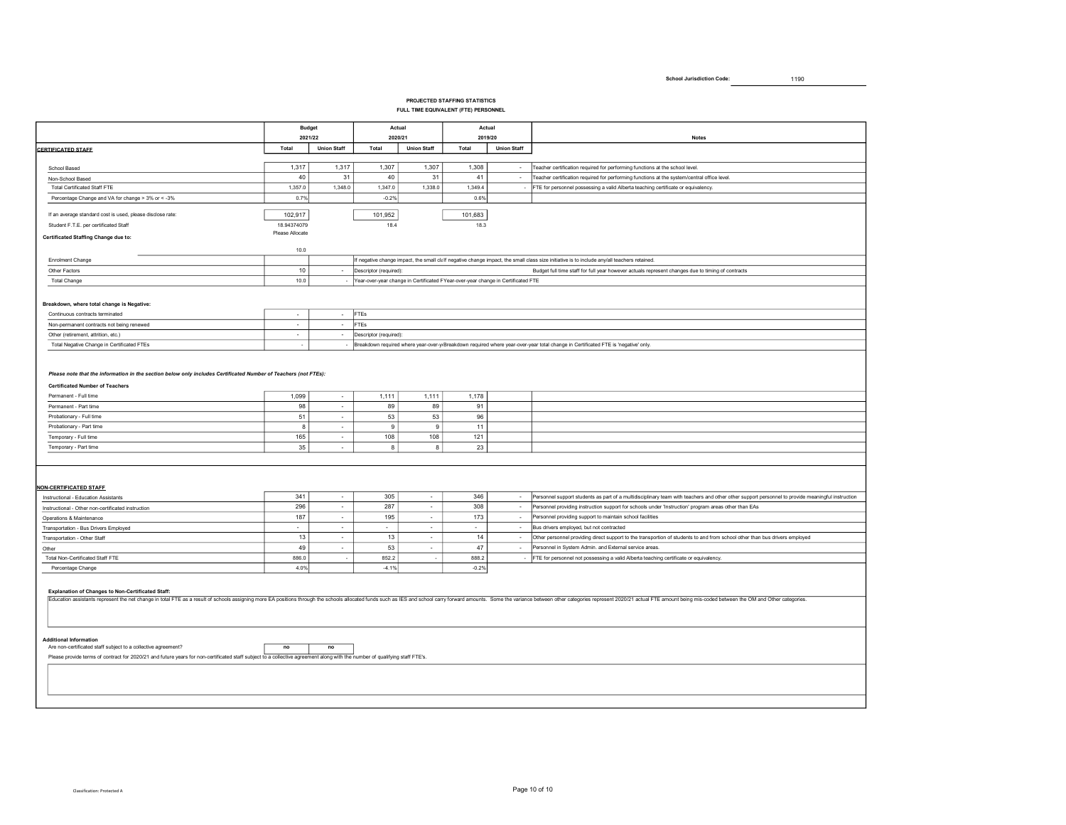School Jurisdiction Code: 1190

## PROJECTED STAFFING STATISTICS
### FULL TIME EQUIVALENT (FTE) PERSONNEL

| | Budget 2021/22 | | Actual 2020/21 | | Actual 2019/20 | | Notes |
|---|---|---|---|---|---|---|---|
| | Total | Union Staff | Total | Union Staff | Total | Union Staff | |
| **CERTIFICATED STAFF** | | | | | | | |
| School Based | 1,317 | 1,317 | 1,307 | 1,307 | 1,308 | - | Teacher certification required for performing functions at the school level. |
| Non-School Based | 40 | 31 | 40 | 31 | 41 | - | Teacher certification required for performing functions at the system/central office level. |
| Total Certificated Staff FTE | 1,357.0 | 1,348.0 | 1,347.0 | 1,338.0 | 1,349.4 | - | FTE for personnel possessing a valid Alberta teaching certificate or equivalency. |
| Percentage Change and VA for change > 3% or < -3% | 0.7% | | -0.2% | | 0.6% | | |
| If an average standard cost is used, please disclose rate: | 102,917 | | 101,952 | | 101,683 | | |
| Student F.T.E. per certificated Staff | 18.94374079 | | 18.4 | | 18.3 | | |
| **Certificated Staffing Change due to:** | Please Allocate | | | | | | |
| | 10.0 | | | | | | |
| Enrolment Change | | | If negative change impact, the small cl: If negative change impact, the small class size initiative is to include any/all teachers retained. | | | | |
| Other Factors | 10 | - | Descriptor (required): | | | | Budget full time staff for full year however actuals represent changes due to timing of contracts |
| Total Change | 10.0 | - | Year-over-year change in Certificated FYear-over-year change in Certificated FTE | | | | |
| **Breakdown, where total change is Negative:** | | | | | | | |
| Continuous contracts terminated | - | - | FTEs | | | | |
| Non-permanent contracts not being renewed | - | - | FTEs | | | | |
| Other (retirement, attrition, etc.) | - | - | Descriptor (required): | | | | |
| Total Negative Change in Certificated FTEs | - | - | Breakdown required where year-over-yBreakdown required where year-over-year total change in Certificated FTE is 'negative' only. | | | | |

***Please note that the information in the section below only includes Certificated Number of Teachers (not FTEs):***

| **Certificated Number of Teachers** | Budget 2021/22 Total | Union Staff | Actual 2020/21 Total | Union Staff | Actual 2019/20 Total | Union Staff | Notes |
|---|---|---|---|---|---|---|---|
| Permanent - Full time | 1,099 | - | 1,111 | 1,111 | 1,178 | | |
| Permanent - Part time | 98 | - | 89 | 89 | 91 | | |
| Probationary - Full time | 51 | - | 53 | 53 | 96 | | |
| Probationary - Part time | 8 | - | 9 | 9 | 11 | | |
| Temporary - Full time | 165 | - | 108 | 108 | 121 | | |
| Temporary - Part time | 35 | - | 8 | 8 | 23 | | |

| **NON-CERTIFICATED STAFF** | Budget 2021/22 Total | Union Staff | Actual 2020/21 Total | Union Staff | Actual 2019/20 Total | Union Staff | Notes |
|---|---|---|---|---|---|---|---|
| Instructional - Education Assistants | 341 | - | 305 | - | 346 | - | Personnel support students as part of a multidisciplinary team with teachers and other other support personnel to provide meaningful instruction |
| Instructional - Other non-certificated instruction | 296 | - | 287 | - | 308 | - | Personnel providing instruction support for schools under 'Instruction' program areas other than EAs |
| Operations & Maintenance | 187 | - | 195 | - | 173 | - | Personnel providing support to maintain school facilities |
| Transportation - Bus Drivers Employed | - | - | - | - | - | - | Bus drivers employed, but not contracted |
| Transportation - Other Staff | 13 | - | 13 | - | 14 | - | Other personnel providing direct support to the transportion of students to and from school other than bus drivers employed |
| Other | 49 | - | 53 | - | 47 | - | Personnel in System Admin. and External service areas. |
| Total Non-Certificated Staff FTE | 886.0 | - | 852.2 | - | 888.2 | - | FTE for personnel not possessing a valid Alberta teaching certificate or equivalency. |
| Percentage Change | 4.0% | | -4.1% | | -0.2% | | |

**Explanation of Changes to Non-Certificated Staff:**

Education assistants represent the net change in total FTE as a result of schools assigning more EA positions through the schools allocated funds such as IES and school carry forward amounts. Some the variance between other categories represent 2020/21 actual FTE amount being mis-coded between the OM and Other categories.

**Additional Information**

Are non-certificated staff subject to a collective agreement? | no | no

Please provide terms of contract for 2020/21 and future years for non-certificated staff subject to a collective agreement along with the number of qualifying staff FTE's.